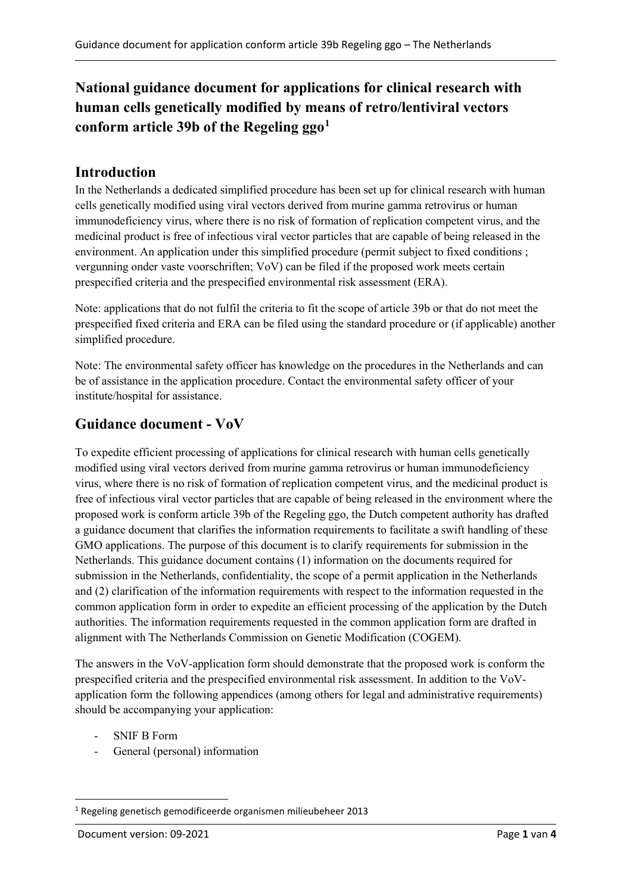# National guidance document for applications for clinical research with human cells genetically modified by means of retro/lentiviral vectors conform article 39b of the Regeling ggo[1]

## Introduction

In the Netherlands a dedicated simplified procedure has been set up for clinical research with human cells genetically modified using viral vectors derived from murine gamma retrovirus or human immunodeficiency virus, where there is no risk of formation of replication competent virus, and the medicinal product is free of infectious viral vector particles that are capable of being released in the environment. An application under this simplified procedure (permit subject to fixed conditions ; vergunning onder vaste voorschriften; VoV) can be filed if the proposed work meets certain prespecified criteria and the prespecified environmental risk assessment (ERA).

Note: applications that do not fulfil the criteria to fit the scope of article 39b or that do not meet the prespecified fixed criteria and ERA can be filed using the standard procedure or (if applicable) another simplified procedure.

Note: The environmental safety officer has knowledge on the procedures in the Netherlands and can be of assistance in the application procedure. Contact the environmental safety officer of your institute/hospital for assistance.

## Guidance document - VoV

To expedite efficient processing of applications for clinical research with human cells genetically modified using viral vectors derived from murine gamma retrovirus or human immunodeficiency virus, where there is no risk of formation of replication competent virus, and the medicinal product is free of infectious viral vector particles that are capable of being released in the environment where the proposed work is conform article 39b of the Regeling ggo, the Dutch competent authority has drafted a guidance document that clarifies the information requirements to facilitate a swift handling of these GMO applications. The purpose of this document is to clarify requirements for submission in the Netherlands. This guidance document contains (1) information on the documents required for submission in the Netherlands, confidentiality, the scope of a permit application in the Netherlands and (2) clarification of the information requirements with respect to the information requested in the common application form in order to expedite an efficient processing of the application by the Dutch authorities. The information requirements requested in the common application form are drafted in alignment with The Netherlands Commission on Genetic Modification (COGEM).

The answers in the VoV-application form should demonstrate that the proposed work is conform the prespecified criteria and the prespecified environmental risk assessment. In addition to the VoV-application form the following appendices (among others for legal and administrative requirements) should be accompanying your application:

- SNIF B Form
- General (personal) information

[1] Regeling genetisch gemodificeerde organismen milieubeheer 2013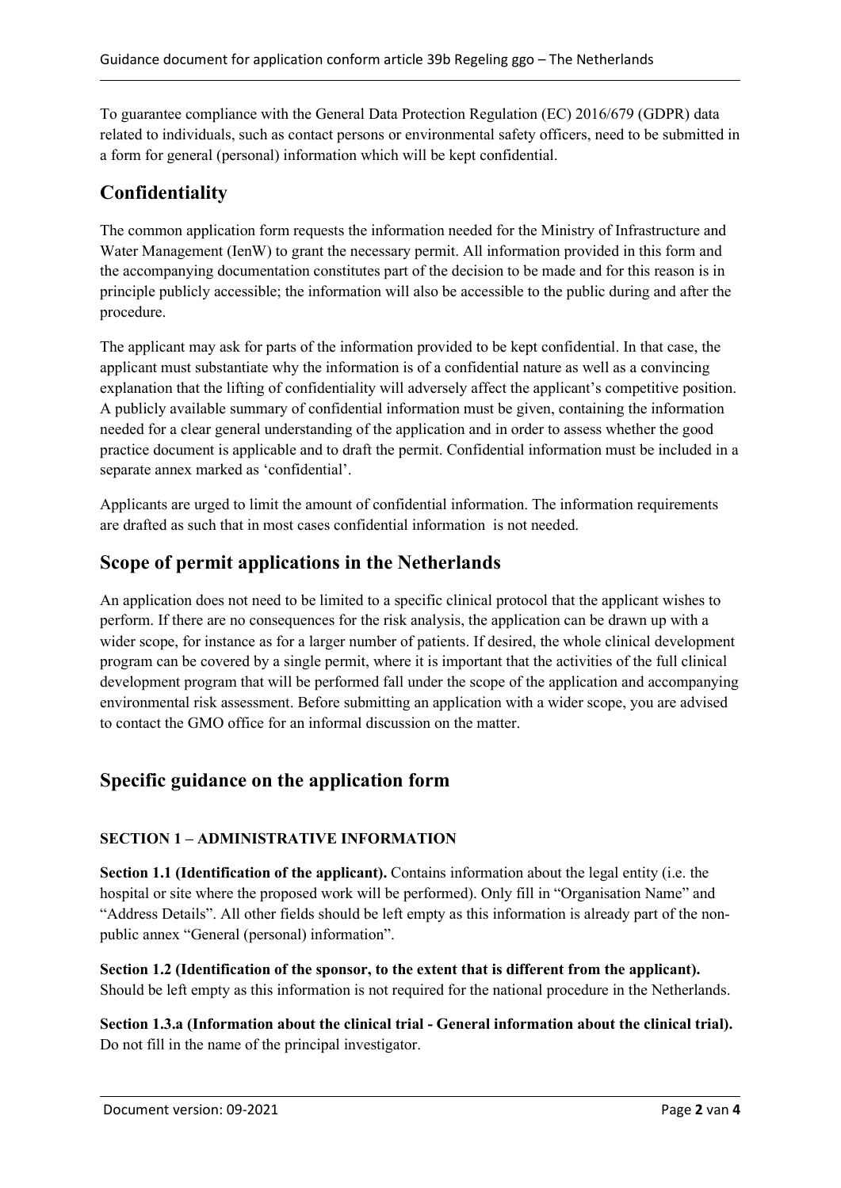To guarantee compliance with the General Data Protection Regulation (EC) 2016/679 (GDPR) data related to individuals, such as contact persons or environmental safety officers, need to be submitted in a form for general (personal) information which will be kept confidential.

## Confidentiality

The common application form requests the information needed for the Ministry of Infrastructure and Water Management (IenW) to grant the necessary permit. All information provided in this form and the accompanying documentation constitutes part of the decision to be made and for this reason is in principle publicly accessible; the information will also be accessible to the public during and after the procedure.

The applicant may ask for parts of the information provided to be kept confidential. In that case, the applicant must substantiate why the information is of a confidential nature as well as a convincing explanation that the lifting of confidentiality will adversely affect the applicant's competitive position. A publicly available summary of confidential information must be given, containing the information needed for a clear general understanding of the application and in order to assess whether the good practice document is applicable and to draft the permit. Confidential information must be included in a separate annex marked as 'confidential'.

Applicants are urged to limit the amount of confidential information. The information requirements are drafted as such that in most cases confidential information is not needed.

## Scope of permit applications in the Netherlands

An application does not need to be limited to a specific clinical protocol that the applicant wishes to perform. If there are no consequences for the risk analysis, the application can be drawn up with a wider scope, for instance as for a larger number of patients. If desired, the whole clinical development program can be covered by a single permit, where it is important that the activities of the full clinical development program that will be performed fall under the scope of the application and accompanying environmental risk assessment. Before submitting an application with a wider scope, you are advised to contact the GMO office for an informal discussion on the matter.

## Specific guidance on the application form

### SECTION 1 – ADMINISTRATIVE INFORMATION

**Section 1.1 (Identification of the applicant).** Contains information about the legal entity (i.e. the hospital or site where the proposed work will be performed). Only fill in "Organisation Name" and "Address Details". All other fields should be left empty as this information is already part of the non-public annex "General (personal) information".

**Section 1.2 (Identification of the sponsor, to the extent that is different from the applicant).** Should be left empty as this information is not required for the national procedure in the Netherlands.

**Section 1.3.a (Information about the clinical trial - General information about the clinical trial).** Do not fill in the name of the principal investigator.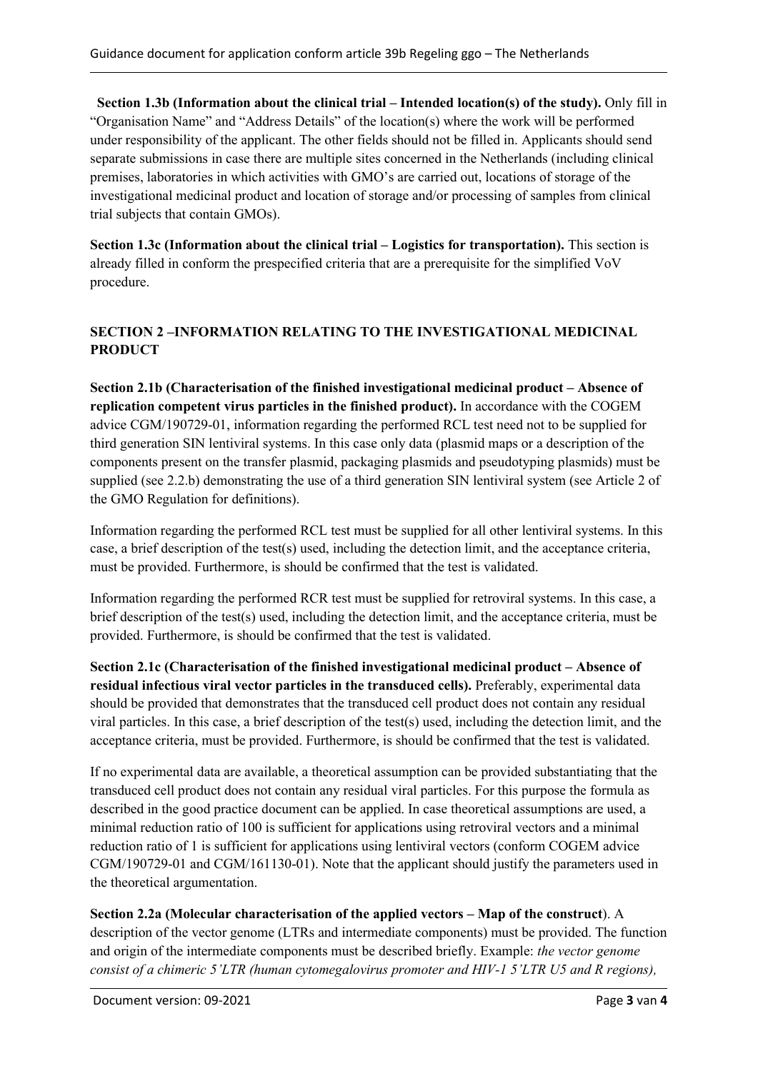**Section 1.3b (Information about the clinical trial – Intended location(s) of the study).** Only fill in "Organisation Name" and "Address Details" of the location(s) where the work will be performed under responsibility of the applicant. The other fields should not be filled in. Applicants should send separate submissions in case there are multiple sites concerned in the Netherlands (including clinical premises, laboratories in which activities with GMO's are carried out, locations of storage of the investigational medicinal product and location of storage and/or processing of samples from clinical trial subjects that contain GMOs).

**Section 1.3c (Information about the clinical trial – Logistics for transportation).** This section is already filled in conform the prespecified criteria that are a prerequisite for the simplified VoV procedure.

## SECTION 2 –INFORMATION RELATING TO THE INVESTIGATIONAL MEDICINAL PRODUCT

**Section 2.1b (Characterisation of the finished investigational medicinal product – Absence of replication competent virus particles in the finished product).** In accordance with the COGEM advice CGM/190729-01, information regarding the performed RCL test need not to be supplied for third generation SIN lentiviral systems. In this case only data (plasmid maps or a description of the components present on the transfer plasmid, packaging plasmids and pseudotyping plasmids) must be supplied (see 2.2.b) demonstrating the use of a third generation SIN lentiviral system (see Article 2 of the GMO Regulation for definitions).

Information regarding the performed RCL test must be supplied for all other lentiviral systems. In this case, a brief description of the test(s) used, including the detection limit, and the acceptance criteria, must be provided. Furthermore, is should be confirmed that the test is validated.

Information regarding the performed RCR test must be supplied for retroviral systems. In this case, a brief description of the test(s) used, including the detection limit, and the acceptance criteria, must be provided. Furthermore, is should be confirmed that the test is validated.

**Section 2.1c (Characterisation of the finished investigational medicinal product – Absence of residual infectious viral vector particles in the transduced cells).** Preferably, experimental data should be provided that demonstrates that the transduced cell product does not contain any residual viral particles. In this case, a brief description of the test(s) used, including the detection limit, and the acceptance criteria, must be provided. Furthermore, is should be confirmed that the test is validated.

If no experimental data are available, a theoretical assumption can be provided substantiating that the transduced cell product does not contain any residual viral particles. For this purpose the formula as described in the good practice document can be applied. In case theoretical assumptions are used, a minimal reduction ratio of 100 is sufficient for applications using retroviral vectors and a minimal reduction ratio of 1 is sufficient for applications using lentiviral vectors (conform COGEM advice CGM/190729-01 and CGM/161130-01). Note that the applicant should justify the parameters used in the theoretical argumentation.

**Section 2.2a (Molecular characterisation of the applied vectors – Map of the construct**). A description of the vector genome (LTRs and intermediate components) must be provided. The function and origin of the intermediate components must be described briefly. Example: *the vector genome consist of a chimeric 5'LTR (human cytomegalovirus promoter and HIV-1 5'LTR U5 and R regions),*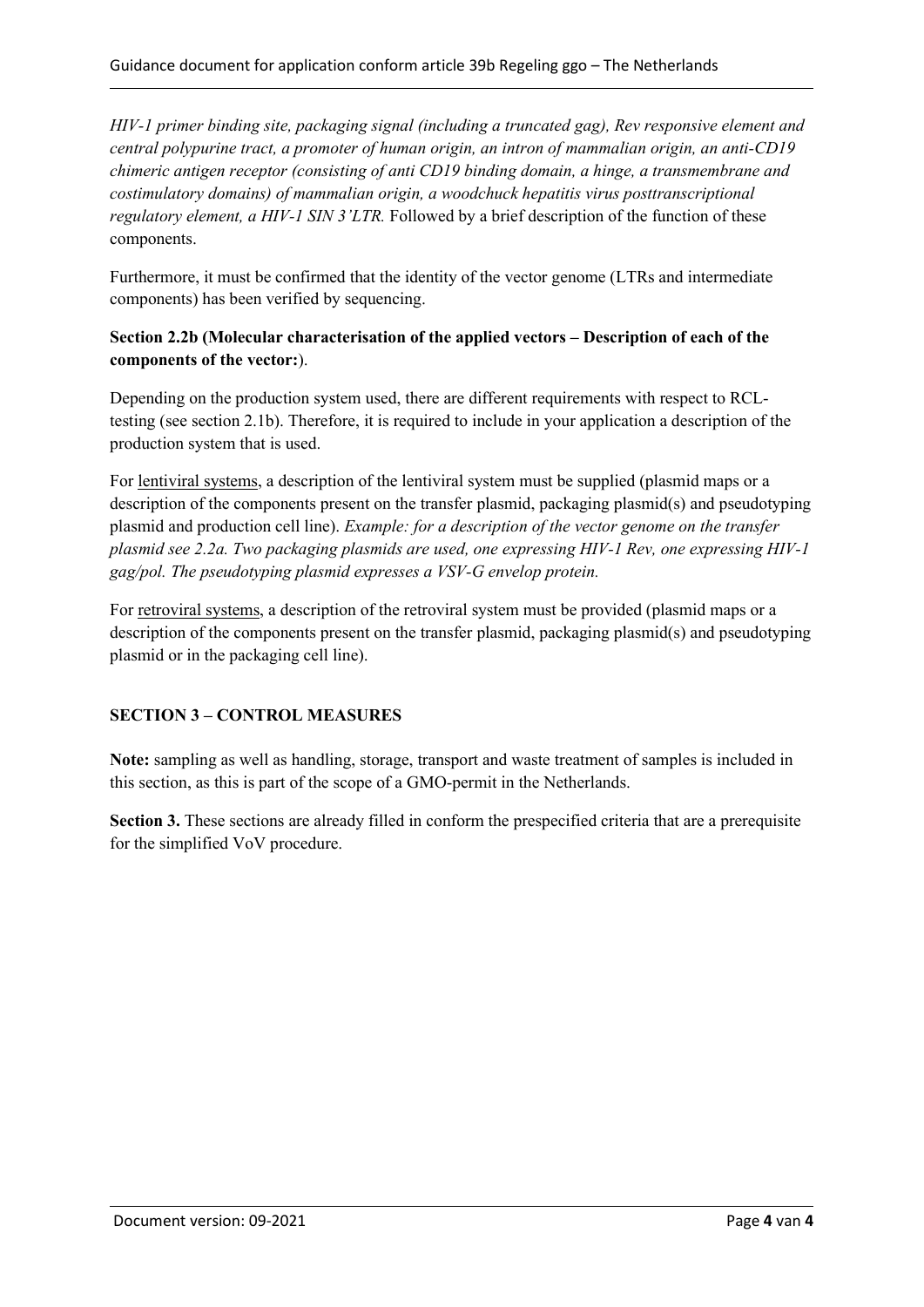*HIV-1 primer binding site, packaging signal (including a truncated gag), Rev responsive element and central polypurine tract, a promoter of human origin, an intron of mammalian origin, an anti-CD19 chimeric antigen receptor (consisting of anti CD19 binding domain, a hinge, a transmembrane and costimulatory domains) of mammalian origin, a woodchuck hepatitis virus posttranscriptional regulatory element, a HIV-1 SIN 3'LTR.* Followed by a brief description of the function of these components.

Furthermore, it must be confirmed that the identity of the vector genome (LTRs and intermediate components) has been verified by sequencing.

**Section 2.2b (Molecular characterisation of the applied vectors – Description of each of the components of the vector:**).

Depending on the production system used, there are different requirements with respect to RCL-testing (see section 2.1b). Therefore, it is required to include in your application a description of the production system that is used.

For lentiviral systems, a description of the lentiviral system must be supplied (plasmid maps or a description of the components present on the transfer plasmid, packaging plasmid(s) and pseudotyping plasmid and production cell line). *Example: for a description of the vector genome on the transfer plasmid see 2.2a. Two packaging plasmids are used, one expressing HIV-1 Rev, one expressing HIV-1 gag/pol. The pseudotyping plasmid expresses a VSV-G envelop protein.*

For retroviral systems, a description of the retroviral system must be provided (plasmid maps or a description of the components present on the transfer plasmid, packaging plasmid(s) and pseudotyping plasmid or in the packaging cell line).

## SECTION 3 – CONTROL MEASURES

**Note:** sampling as well as handling, storage, transport and waste treatment of samples is included in this section, as this is part of the scope of a GMO-permit in the Netherlands.

**Section 3.** These sections are already filled in conform the prespecified criteria that are a prerequisite for the simplified VoV procedure.